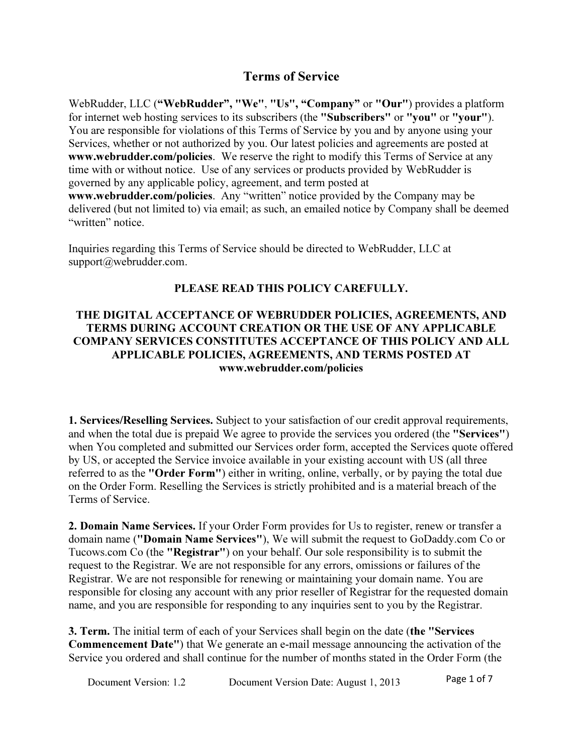# Terms of Service

WebRudder, LLC (**"WebRudder", "We", "Us", "Company"** or **"Our"**) provides a platform for internet web hosting services to its subscribers (the **"Subscribers"** or **"you"** or **"your"**). You are responsible for violations of this Terms of Service by you and by anyone using your Services, whether or not authorized by you. Our latest policies and agreements are posted at **www.webrudder.com/policies**. We reserve the right to modify this Terms of Service at any time with or without notice. Use of any services or products provided by WebRudder is governed by any applicable policy, agreement, and term posted at **www.webrudder.com/policies**. Any "written" notice provided by the Company may be delivered (but not limited to) via email; as such, an emailed notice by Company shall be deemed "written" notice.

Inquiries regarding this Terms of Service should be directed to WebRudder, LLC at support@webrudder.com.

**PLEASE READ THIS POLICY CAREFULLY.**

**THE DIGITAL ACCEPTANCE OF WEBRUDDER POLICIES, AGREEMENTS, AND TERMS DURING ACCOUNT CREATION OR THE USE OF ANY APPLICABLE COMPANY SERVICES CONSTITUTES ACCEPTANCE OF THIS POLICY AND ALL APPLICABLE POLICIES, AGREEMENTS, AND TERMS POSTED AT www.webrudder.com/policies**

**1. Services/Reselling Services.** Subject to your satisfaction of our credit approval requirements, and when the total due is prepaid We agree to provide the services you ordered (the **"Services"**) when You completed and submitted our Services order form, accepted the Services quote offered by US, or accepted the Service invoice available in your existing account with US (all three referred to as the **"Order Form"**) either in writing, online, verbally, or by paying the total due on the Order Form. Reselling the Services is strictly prohibited and is a material breach of the Terms of Service.

**2. Domain Name Services.** If your Order Form provides for Us to register, renew or transfer a domain name (**"Domain Name Services"**), We will submit the request to GoDaddy.com Co or Tucows.com Co (the **"Registrar"**) on your behalf. Our sole responsibility is to submit the request to the Registrar. We are not responsible for any errors, omissions or failures of the Registrar. We are not responsible for renewing or maintaining your domain name. You are responsible for closing any account with any prior reseller of Registrar for the requested domain name, and you are responsible for responding to any inquiries sent to you by the Registrar.

**3. Term.** The initial term of each of your Services shall begin on the date (**the "Services Commencement Date"**) that We generate an e-mail message announcing the activation of the Service you ordered and shall continue for the number of months stated in the Order Form (the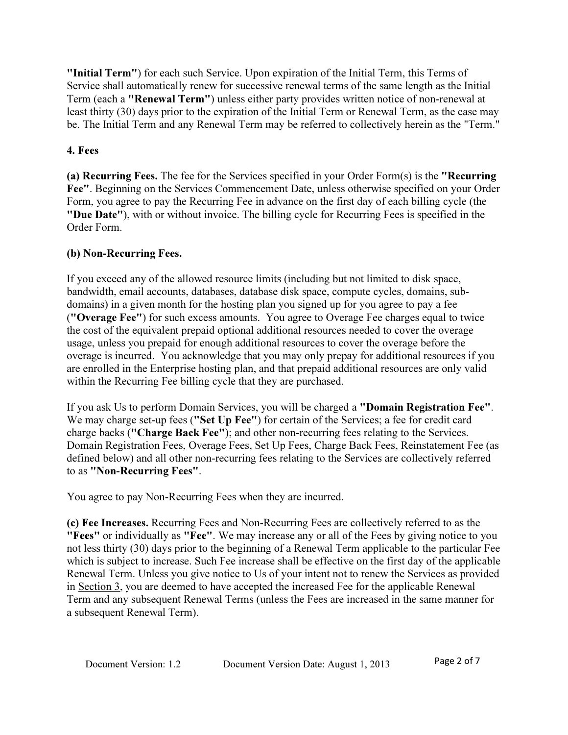**"Initial Term"**) for each such Service. Upon expiration of the Initial Term, this Terms of Service shall automatically renew for successive renewal terms of the same length as the Initial Term (each a **"Renewal Term"**) unless either party provides written notice of non-renewal at least thirty (30) days prior to the expiration of the Initial Term or Renewal Term, as the case may be. The Initial Term and any Renewal Term may be referred to collectively herein as the "Term."

## 4. Fees

**(a) Recurring Fees.** The fee for the Services specified in your Order Form(s) is the **"Recurring Fee"**. Beginning on the Services Commencement Date, unless otherwise specified on your Order Form, you agree to pay the Recurring Fee in advance on the first day of each billing cycle (the **"Due Date"**), with or without invoice. The billing cycle for Recurring Fees is specified in the Order Form.

**(b) Non-Recurring Fees.**

If you exceed any of the allowed resource limits (including but not limited to disk space, bandwidth, email accounts, databases, database disk space, compute cycles, domains, sub-domains) in a given month for the hosting plan you signed up for you agree to pay a fee (**"Overage Fee"**) for such excess amounts. You agree to Overage Fee charges equal to twice the cost of the equivalent prepaid optional additional resources needed to cover the overage usage, unless you prepaid for enough additional resources to cover the overage before the overage is incurred. You acknowledge that you may only prepay for additional resources if you are enrolled in the Enterprise hosting plan, and that prepaid additional resources are only valid within the Recurring Fee billing cycle that they are purchased.

If you ask Us to perform Domain Services, you will be charged a **"Domain Registration Fee"**. We may charge set-up fees (**"Set Up Fee"**) for certain of the Services; a fee for credit card charge backs (**"Charge Back Fee"**); and other non-recurring fees relating to the Services. Domain Registration Fees, Overage Fees, Set Up Fees, Charge Back Fees, Reinstatement Fee (as defined below) and all other non-recurring fees relating to the Services are collectively referred to as **"Non-Recurring Fees"**.

You agree to pay Non-Recurring Fees when they are incurred.

**(c) Fee Increases.** Recurring Fees and Non-Recurring Fees are collectively referred to as the **"Fees"** or individually as **"Fee"**. We may increase any or all of the Fees by giving notice to you not less thirty (30) days prior to the beginning of a Renewal Term applicable to the particular Fee which is subject to increase. Such Fee increase shall be effective on the first day of the applicable Renewal Term. Unless you give notice to Us of your intent not to renew the Services as provided in Section 3, you are deemed to have accepted the increased Fee for the applicable Renewal Term and any subsequent Renewal Terms (unless the Fees are increased in the same manner for a subsequent Renewal Term).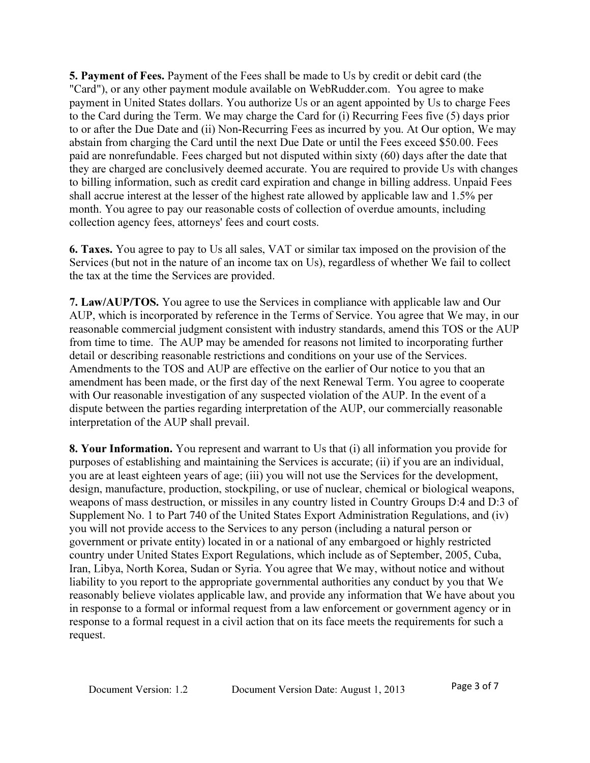**5. Payment of Fees.** Payment of the Fees shall be made to Us by credit or debit card (the "Card"), or any other payment module available on WebRudder.com. You agree to make payment in United States dollars. You authorize Us or an agent appointed by Us to charge Fees to the Card during the Term. We may charge the Card for (i) Recurring Fees five (5) days prior to or after the Due Date and (ii) Non-Recurring Fees as incurred by you. At Our option, We may abstain from charging the Card until the next Due Date or until the Fees exceed $50.00. Fees paid are nonrefundable. Fees charged but not disputed within sixty (60) days after the date that they are charged are conclusively deemed accurate. You are required to provide Us with changes to billing information, such as credit card expiration and change in billing address. Unpaid Fees shall accrue interest at the lesser of the highest rate allowed by applicable law and 1.5% per month. You agree to pay our reasonable costs of collection of overdue amounts, including collection agency fees, attorneys' fees and court costs.

**6. Taxes.** You agree to pay to Us all sales, VAT or similar tax imposed on the provision of the Services (but not in the nature of an income tax on Us), regardless of whether We fail to collect the tax at the time the Services are provided.

**7. Law/AUP/TOS.** You agree to use the Services in compliance with applicable law and Our AUP, which is incorporated by reference in the Terms of Service. You agree that We may, in our reasonable commercial judgment consistent with industry standards, amend this TOS or the AUP from time to time. The AUP may be amended for reasons not limited to incorporating further detail or describing reasonable restrictions and conditions on your use of the Services. Amendments to the TOS and AUP are effective on the earlier of Our notice to you that an amendment has been made, or the first day of the next Renewal Term. You agree to cooperate with Our reasonable investigation of any suspected violation of the AUP. In the event of a dispute between the parties regarding interpretation of the AUP, our commercially reasonable interpretation of the AUP shall prevail.

**8. Your Information.** You represent and warrant to Us that (i) all information you provide for purposes of establishing and maintaining the Services is accurate; (ii) if you are an individual, you are at least eighteen years of age; (iii) you will not use the Services for the development, design, manufacture, production, stockpiling, or use of nuclear, chemical or biological weapons, weapons of mass destruction, or missiles in any country listed in Country Groups D:4 and D:3 of Supplement No. 1 to Part 740 of the United States Export Administration Regulations, and (iv) you will not provide access to the Services to any person (including a natural person or government or private entity) located in or a national of any embargoed or highly restricted country under United States Export Regulations, which include as of September, 2005, Cuba, Iran, Libya, North Korea, Sudan or Syria. You agree that We may, without notice and without liability to you report to the appropriate governmental authorities any conduct by you that We reasonably believe violates applicable law, and provide any information that We have about you in response to a formal or informal request from a law enforcement or government agency or in response to a formal request in a civil action that on its face meets the requirements for such a request.

Document Version: 1.2 Document Version Date: August 1, 2013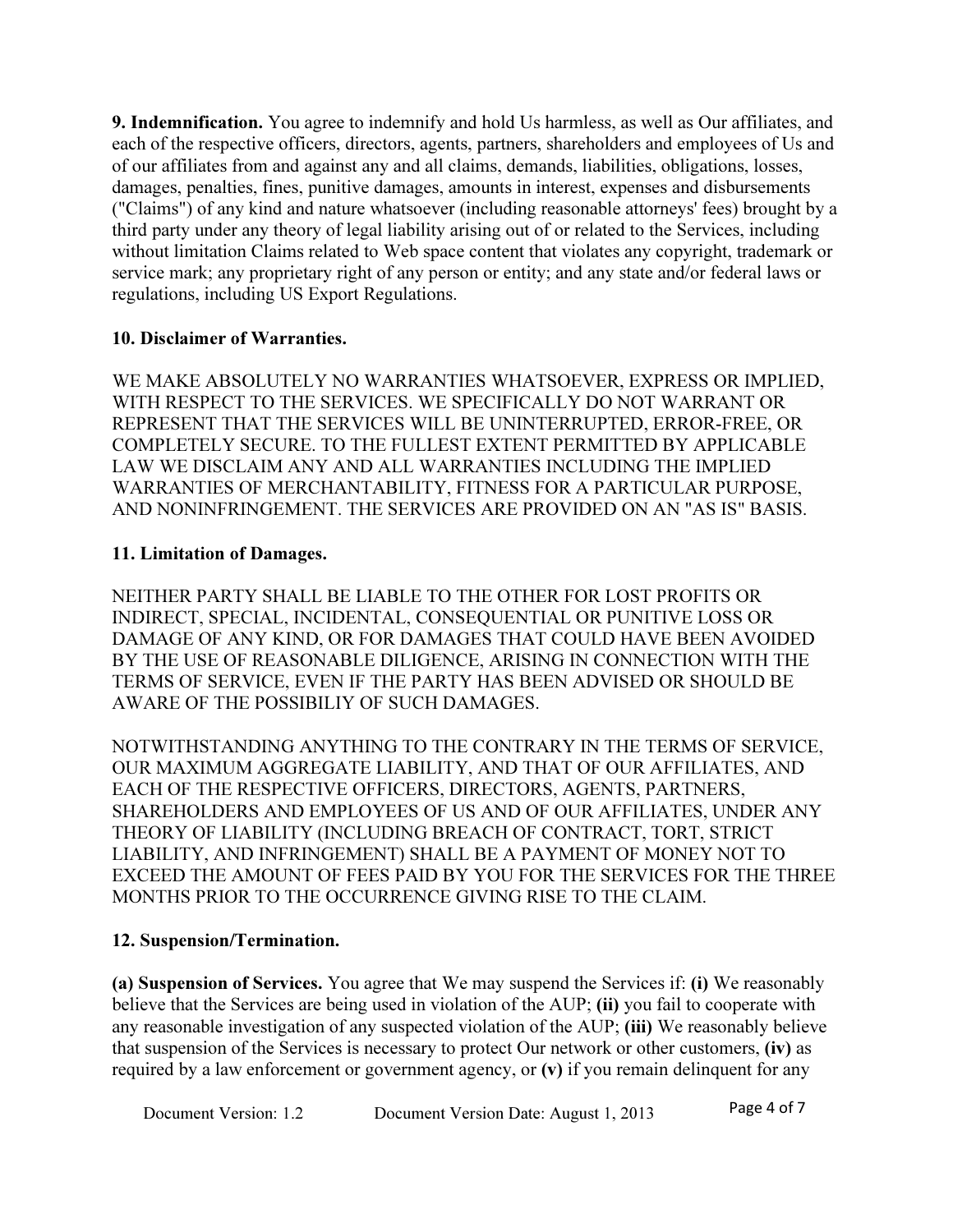**9. Indemnification.** You agree to indemnify and hold Us harmless, as well as Our affiliates, and each of the respective officers, directors, agents, partners, shareholders and employees of Us and of our affiliates from and against any and all claims, demands, liabilities, obligations, losses, damages, penalties, fines, punitive damages, amounts in interest, expenses and disbursements ("Claims") of any kind and nature whatsoever (including reasonable attorneys' fees) brought by a third party under any theory of legal liability arising out of or related to the Services, including without limitation Claims related to Web space content that violates any copyright, trademark or service mark; any proprietary right of any person or entity; and any state and/or federal laws or regulations, including US Export Regulations.

**10. Disclaimer of Warranties.**

WE MAKE ABSOLUTELY NO WARRANTIES WHATSOEVER, EXPRESS OR IMPLIED, WITH RESPECT TO THE SERVICES. WE SPECIFICALLY DO NOT WARRANT OR REPRESENT THAT THE SERVICES WILL BE UNINTERRUPTED, ERROR-FREE, OR COMPLETELY SECURE. TO THE FULLEST EXTENT PERMITTED BY APPLICABLE LAW WE DISCLAIM ANY AND ALL WARRANTIES INCLUDING THE IMPLIED WARRANTIES OF MERCHANTABILITY, FITNESS FOR A PARTICULAR PURPOSE, AND NONINFRINGEMENT. THE SERVICES ARE PROVIDED ON AN "AS IS" BASIS.

**11. Limitation of Damages.**

NEITHER PARTY SHALL BE LIABLE TO THE OTHER FOR LOST PROFITS OR INDIRECT, SPECIAL, INCIDENTAL, CONSEQUENTIAL OR PUNITIVE LOSS OR DAMAGE OF ANY KIND, OR FOR DAMAGES THAT COULD HAVE BEEN AVOIDED BY THE USE OF REASONABLE DILIGENCE, ARISING IN CONNECTION WITH THE TERMS OF SERVICE, EVEN IF THE PARTY HAS BEEN ADVISED OR SHOULD BE AWARE OF THE POSSIBILIY OF SUCH DAMAGES.

NOTWITHSTANDING ANYTHING TO THE CONTRARY IN THE TERMS OF SERVICE, OUR MAXIMUM AGGREGATE LIABILITY, AND THAT OF OUR AFFILIATES, AND EACH OF THE RESPECTIVE OFFICERS, DIRECTORS, AGENTS, PARTNERS, SHAREHOLDERS AND EMPLOYEES OF US AND OF OUR AFFILIATES, UNDER ANY THEORY OF LIABILITY (INCLUDING BREACH OF CONTRACT, TORT, STRICT LIABILITY, AND INFRINGEMENT) SHALL BE A PAYMENT OF MONEY NOT TO EXCEED THE AMOUNT OF FEES PAID BY YOU FOR THE SERVICES FOR THE THREE MONTHS PRIOR TO THE OCCURRENCE GIVING RISE TO THE CLAIM.

**12. Suspension/Termination.**

**(a) Suspension of Services.** You agree that We may suspend the Services if: **(i)** We reasonably believe that the Services are being used in violation of the AUP; **(ii)** you fail to cooperate with any reasonable investigation of any suspected violation of the AUP; **(iii)** We reasonably believe that suspension of the Services is necessary to protect Our network or other customers, **(iv)** as required by a law enforcement or government agency, or **(v)** if you remain delinquent for any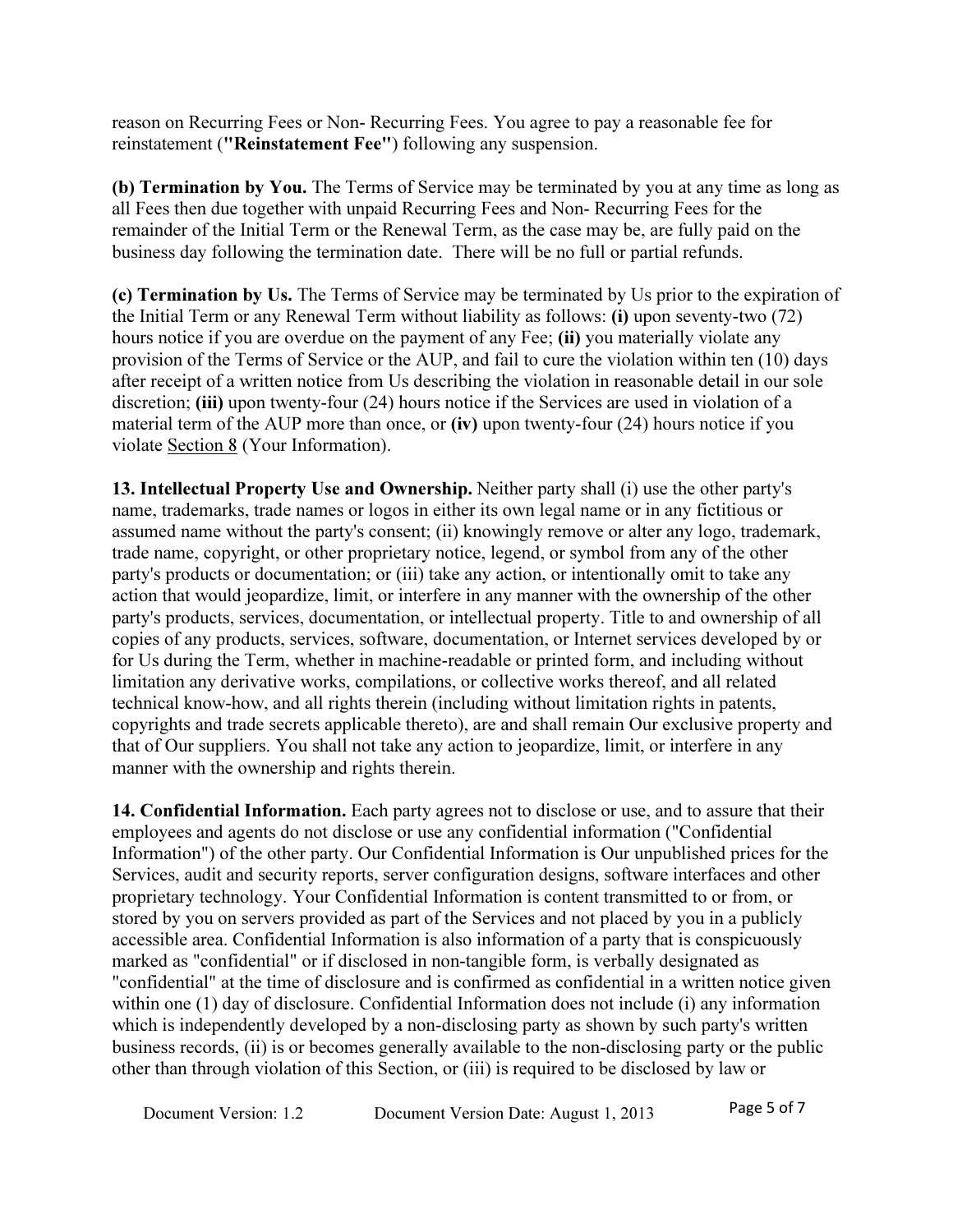reason on Recurring Fees or Non- Recurring Fees. You agree to pay a reasonable fee for reinstatement (**"Reinstatement Fee"**) following any suspension.

**(b) Termination by You.** The Terms of Service may be terminated by you at any time as long as all Fees then due together with unpaid Recurring Fees and Non- Recurring Fees for the remainder of the Initial Term or the Renewal Term, as the case may be, are fully paid on the business day following the termination date. There will be no full or partial refunds.

**(c) Termination by Us.** The Terms of Service may be terminated by Us prior to the expiration of the Initial Term or any Renewal Term without liability as follows: **(i)** upon seventy-two (72) hours notice if you are overdue on the payment of any Fee; **(ii)** you materially violate any provision of the Terms of Service or the AUP, and fail to cure the violation within ten (10) days after receipt of a written notice from Us describing the violation in reasonable detail in our sole discretion; **(iii)** upon twenty-four (24) hours notice if the Services are used in violation of a material term of the AUP more than once, or **(iv)** upon twenty-four (24) hours notice if you violate Section 8 (Your Information).

**13. Intellectual Property Use and Ownership.** Neither party shall (i) use the other party's name, trademarks, trade names or logos in either its own legal name or in any fictitious or assumed name without the party's consent; (ii) knowingly remove or alter any logo, trademark, trade name, copyright, or other proprietary notice, legend, or symbol from any of the other party's products or documentation; or (iii) take any action, or intentionally omit to take any action that would jeopardize, limit, or interfere in any manner with the ownership of the other party's products, services, documentation, or intellectual property. Title to and ownership of all copies of any products, services, software, documentation, or Internet services developed by or for Us during the Term, whether in machine-readable or printed form, and including without limitation any derivative works, compilations, or collective works thereof, and all related technical know-how, and all rights therein (including without limitation rights in patents, copyrights and trade secrets applicable thereto), are and shall remain Our exclusive property and that of Our suppliers. You shall not take any action to jeopardize, limit, or interfere in any manner with the ownership and rights therein.

**14. Confidential Information.** Each party agrees not to disclose or use, and to assure that their employees and agents do not disclose or use any confidential information ("Confidential Information") of the other party. Our Confidential Information is Our unpublished prices for the Services, audit and security reports, server configuration designs, software interfaces and other proprietary technology. Your Confidential Information is content transmitted to or from, or stored by you on servers provided as part of the Services and not placed by you in a publicly accessible area. Confidential Information is also information of a party that is conspicuously marked as "confidential" or if disclosed in non-tangible form, is verbally designated as "confidential" at the time of disclosure and is confirmed as confidential in a written notice given within one (1) day of disclosure. Confidential Information does not include (i) any information which is independently developed by a non-disclosing party as shown by such party's written business records, (ii) is or becomes generally available to the non-disclosing party or the public other than through violation of this Section, or (iii) is required to be disclosed by law or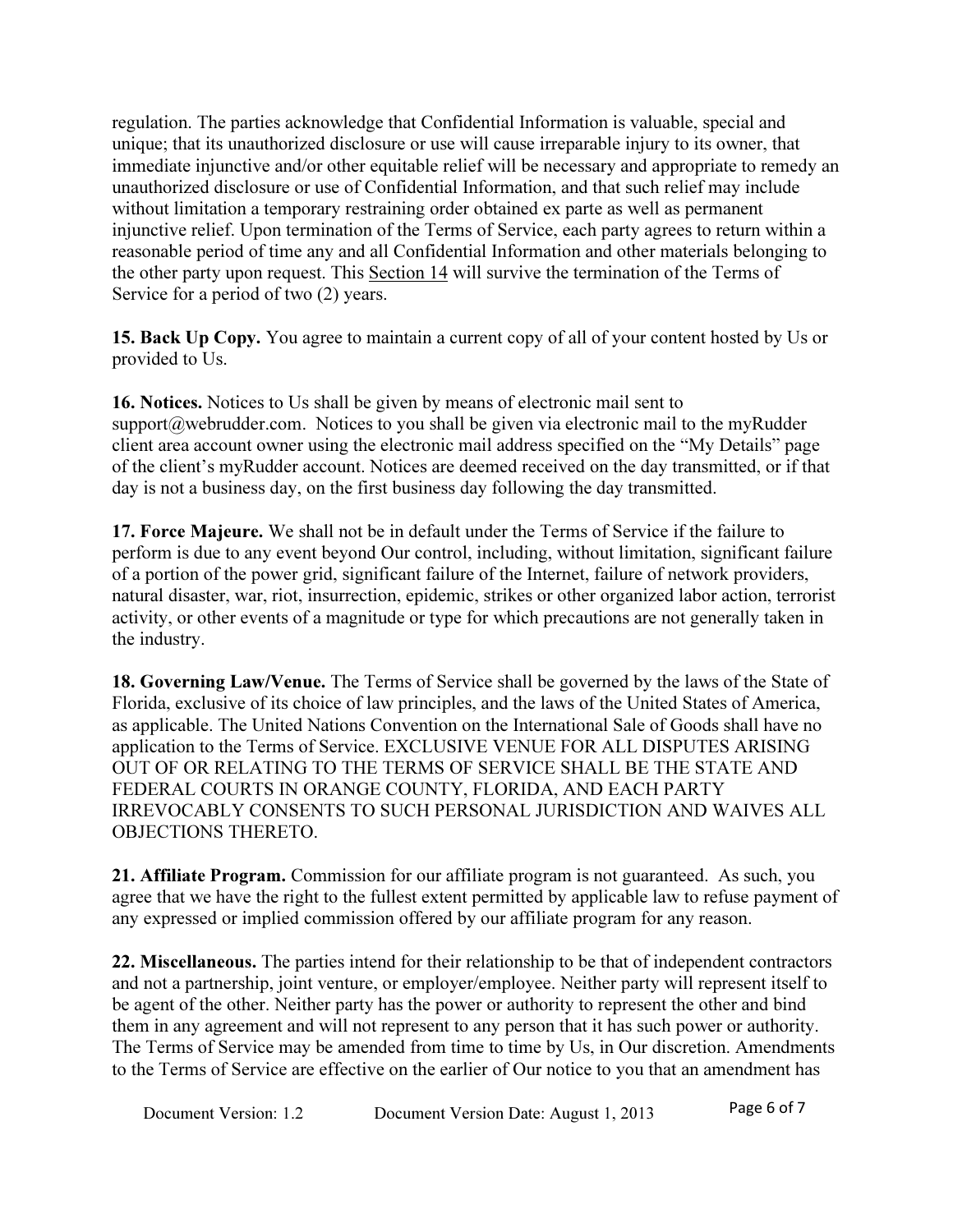regulation. The parties acknowledge that Confidential Information is valuable, special and unique; that its unauthorized disclosure or use will cause irreparable injury to its owner, that immediate injunctive and/or other equitable relief will be necessary and appropriate to remedy an unauthorized disclosure or use of Confidential Information, and that such relief may include without limitation a temporary restraining order obtained ex parte as well as permanent injunctive relief. Upon termination of the Terms of Service, each party agrees to return within a reasonable period of time any and all Confidential Information and other materials belonging to the other party upon request. This Section 14 will survive the termination of the Terms of Service for a period of two (2) years.

**15. Back Up Copy.** You agree to maintain a current copy of all of your content hosted by Us or provided to Us.

**16. Notices.** Notices to Us shall be given by means of electronic mail sent to support@webrudder.com. Notices to you shall be given via electronic mail to the myRudder client area account owner using the electronic mail address specified on the "My Details" page of the client's myRudder account. Notices are deemed received on the day transmitted, or if that day is not a business day, on the first business day following the day transmitted.

**17. Force Majeure.** We shall not be in default under the Terms of Service if the failure to perform is due to any event beyond Our control, including, without limitation, significant failure of a portion of the power grid, significant failure of the Internet, failure of network providers, natural disaster, war, riot, insurrection, epidemic, strikes or other organized labor action, terrorist activity, or other events of a magnitude or type for which precautions are not generally taken in the industry.

**18. Governing Law/Venue.** The Terms of Service shall be governed by the laws of the State of Florida, exclusive of its choice of law principles, and the laws of the United States of America, as applicable. The United Nations Convention on the International Sale of Goods shall have no application to the Terms of Service. EXCLUSIVE VENUE FOR ALL DISPUTES ARISING OUT OF OR RELATING TO THE TERMS OF SERVICE SHALL BE THE STATE AND FEDERAL COURTS IN ORANGE COUNTY, FLORIDA, AND EACH PARTY IRREVOCABLY CONSENTS TO SUCH PERSONAL JURISDICTION AND WAIVES ALL OBJECTIONS THERETO.

**21. Affiliate Program.** Commission for our affiliate program is not guaranteed. As such, you agree that we have the right to the fullest extent permitted by applicable law to refuse payment of any expressed or implied commission offered by our affiliate program for any reason.

**22. Miscellaneous.** The parties intend for their relationship to be that of independent contractors and not a partnership, joint venture, or employer/employee. Neither party will represent itself to be agent of the other. Neither party has the power or authority to represent the other and bind them in any agreement and will not represent to any person that it has such power or authority. The Terms of Service may be amended from time to time by Us, in Our discretion. Amendments to the Terms of Service are effective on the earlier of Our notice to you that an amendment has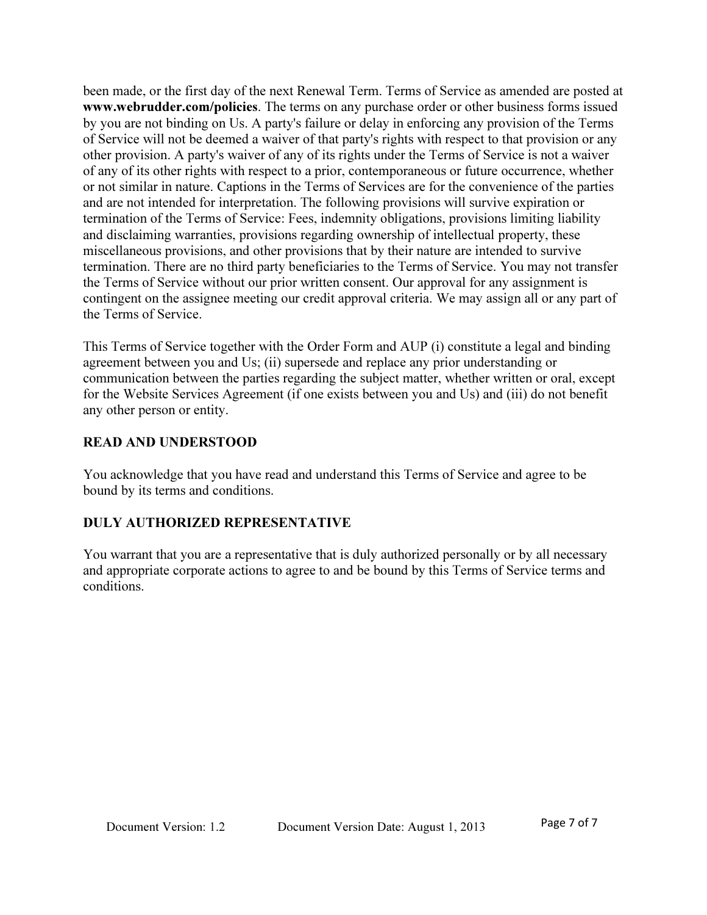been made, or the first day of the next Renewal Term. Terms of Service as amended are posted at **www.webrudder.com/policies**. The terms on any purchase order or other business forms issued by you are not binding on Us. A party's failure or delay in enforcing any provision of the Terms of Service will not be deemed a waiver of that party's rights with respect to that provision or any other provision. A party's waiver of any of its rights under the Terms of Service is not a waiver of any of its other rights with respect to a prior, contemporaneous or future occurrence, whether or not similar in nature. Captions in the Terms of Services are for the convenience of the parties and are not intended for interpretation. The following provisions will survive expiration or termination of the Terms of Service: Fees, indemnity obligations, provisions limiting liability and disclaiming warranties, provisions regarding ownership of intellectual property, these miscellaneous provisions, and other provisions that by their nature are intended to survive termination. There are no third party beneficiaries to the Terms of Service. You may not transfer the Terms of Service without our prior written consent. Our approval for any assignment is contingent on the assignee meeting our credit approval criteria. We may assign all or any part of the Terms of Service.

This Terms of Service together with the Order Form and AUP (i) constitute a legal and binding agreement between you and Us; (ii) supersede and replace any prior understanding or communication between the parties regarding the subject matter, whether written or oral, except for the Website Services Agreement (if one exists between you and Us) and (iii) do not benefit any other person or entity.

## READ AND UNDERSTOOD

You acknowledge that you have read and understand this Terms of Service and agree to be bound by its terms and conditions.

## DULY AUTHORIZED REPRESENTATIVE

You warrant that you are a representative that is duly authorized personally or by all necessary and appropriate corporate actions to agree to and be bound by this Terms of Service terms and conditions.

Document Version: 1.2 Document Version Date: August 1, 2013